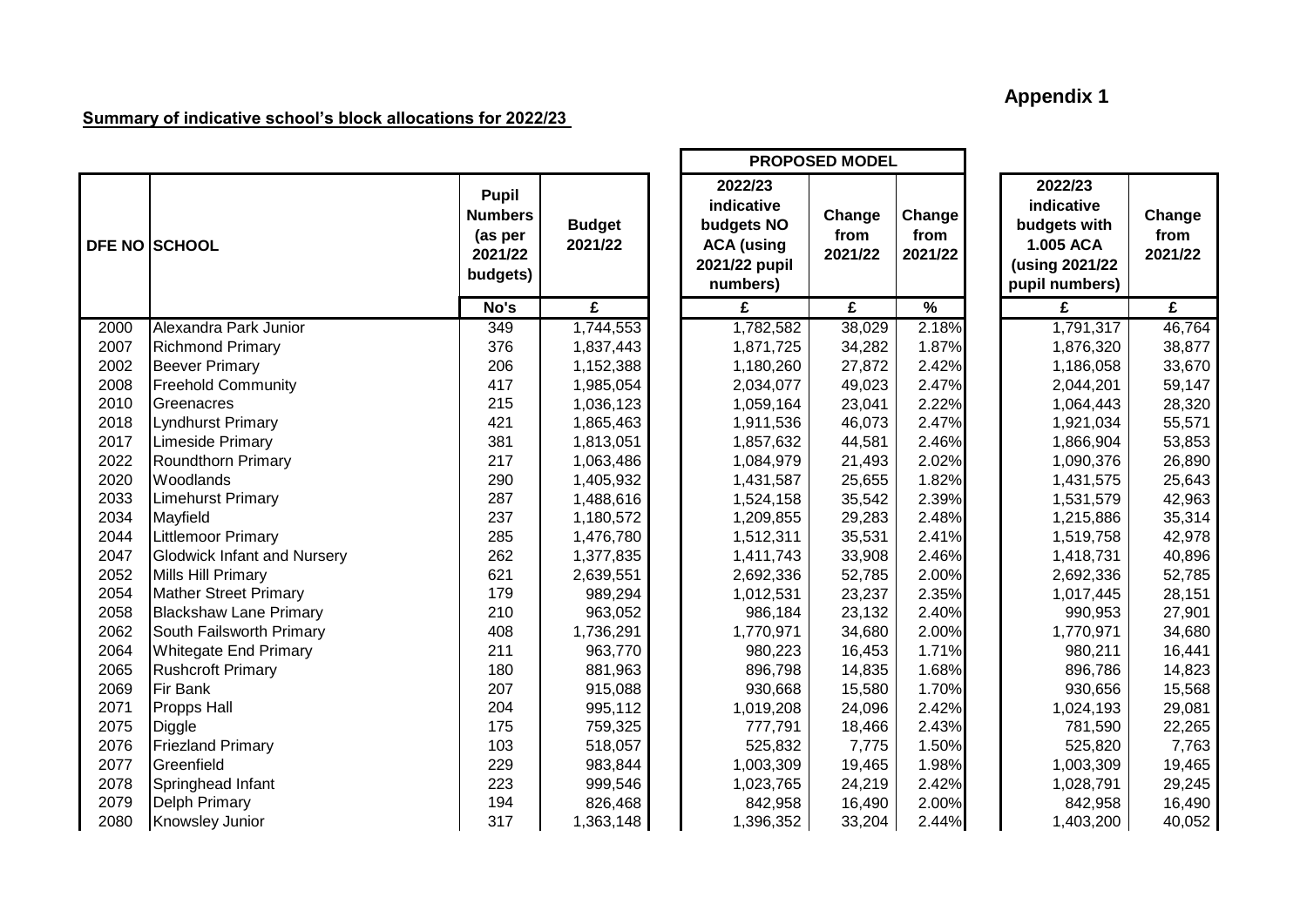**Appendix 1**

**Summary of indicative school's block allocations for 2022/23**

| DFE NO | SCHOOL | Pupil Numbers (as per 2021/22 budgets) | Budget 2021/22 | PROPOSED MODEL | | | 2022/23 indicative budgets with 1.005 ACA (using 2021/22 pupil numbers) | Change from 2021/22 |
|---|---|---|---|---|---|---|---|---|
| | | | | 2022/23 indicative budgets NO ACA (using 2021/22 pupil numbers) | Change from 2021/22 | Change from 2021/22 | | |
| | | No's | £ | £ | £ | % | £ | £ |
| 2000 | Alexandra Park Junior | 349 | 1,744,553 | 1,782,582 | 38,029 | 2.18% | 1,791,317 | 46,764 |
| 2007 | Richmond Primary | 376 | 1,837,443 | 1,871,725 | 34,282 | 1.87% | 1,876,320 | 38,877 |
| 2002 | Beever Primary | 206 | 1,152,388 | 1,180,260 | 27,872 | 2.42% | 1,186,058 | 33,670 |
| 2008 | Freehold Community | 417 | 1,985,054 | 2,034,077 | 49,023 | 2.47% | 2,044,201 | 59,147 |
| 2010 | Greenacres | 215 | 1,036,123 | 1,059,164 | 23,041 | 2.22% | 1,064,443 | 28,320 |
| 2018 | Lyndhurst Primary | 421 | 1,865,463 | 1,911,536 | 46,073 | 2.47% | 1,921,034 | 55,571 |
| 2017 | Limeside Primary | 381 | 1,813,051 | 1,857,632 | 44,581 | 2.46% | 1,866,904 | 53,853 |
| 2022 | Roundthorn Primary | 217 | 1,063,486 | 1,084,979 | 21,493 | 2.02% | 1,090,376 | 26,890 |
| 2020 | Woodlands | 290 | 1,405,932 | 1,431,587 | 25,655 | 1.82% | 1,431,575 | 25,643 |
| 2033 | Limehurst Primary | 287 | 1,488,616 | 1,524,158 | 35,542 | 2.39% | 1,531,579 | 42,963 |
| 2034 | Mayfield | 237 | 1,180,572 | 1,209,855 | 29,283 | 2.48% | 1,215,886 | 35,314 |
| 2044 | Littlemoor Primary | 285 | 1,476,780 | 1,512,311 | 35,531 | 2.41% | 1,519,758 | 42,978 |
| 2047 | Glodwick Infant and Nursery | 262 | 1,377,835 | 1,411,743 | 33,908 | 2.46% | 1,418,731 | 40,896 |
| 2052 | Mills Hill Primary | 621 | 2,639,551 | 2,692,336 | 52,785 | 2.00% | 2,692,336 | 52,785 |
| 2054 | Mather Street Primary | 179 | 989,294 | 1,012,531 | 23,237 | 2.35% | 1,017,445 | 28,151 |
| 2058 | Blackshaw Lane Primary | 210 | 963,052 | 986,184 | 23,132 | 2.40% | 990,953 | 27,901 |
| 2062 | South Failsworth Primary | 408 | 1,736,291 | 1,770,971 | 34,680 | 2.00% | 1,770,971 | 34,680 |
| 2064 | Whitegate End Primary | 211 | 963,770 | 980,223 | 16,453 | 1.71% | 980,211 | 16,441 |
| 2065 | Rushcroft Primary | 180 | 881,963 | 896,798 | 14,835 | 1.68% | 896,786 | 14,823 |
| 2069 | Fir Bank | 207 | 915,088 | 930,668 | 15,580 | 1.70% | 930,656 | 15,568 |
| 2071 | Propps Hall | 204 | 995,112 | 1,019,208 | 24,096 | 2.42% | 1,024,193 | 29,081 |
| 2075 | Diggle | 175 | 759,325 | 777,791 | 18,466 | 2.43% | 781,590 | 22,265 |
| 2076 | Friezland Primary | 103 | 518,057 | 525,832 | 7,775 | 1.50% | 525,820 | 7,763 |
| 2077 | Greenfield | 229 | 983,844 | 1,003,309 | 19,465 | 1.98% | 1,003,309 | 19,465 |
| 2078 | Springhead Infant | 223 | 999,546 | 1,023,765 | 24,219 | 2.42% | 1,028,791 | 29,245 |
| 2079 | Delph Primary | 194 | 826,468 | 842,958 | 16,490 | 2.00% | 842,958 | 16,490 |
| 2080 | Knowsley Junior | 317 | 1,363,148 | 1,396,352 | 33,204 | 2.44% | 1,403,200 | 40,052 |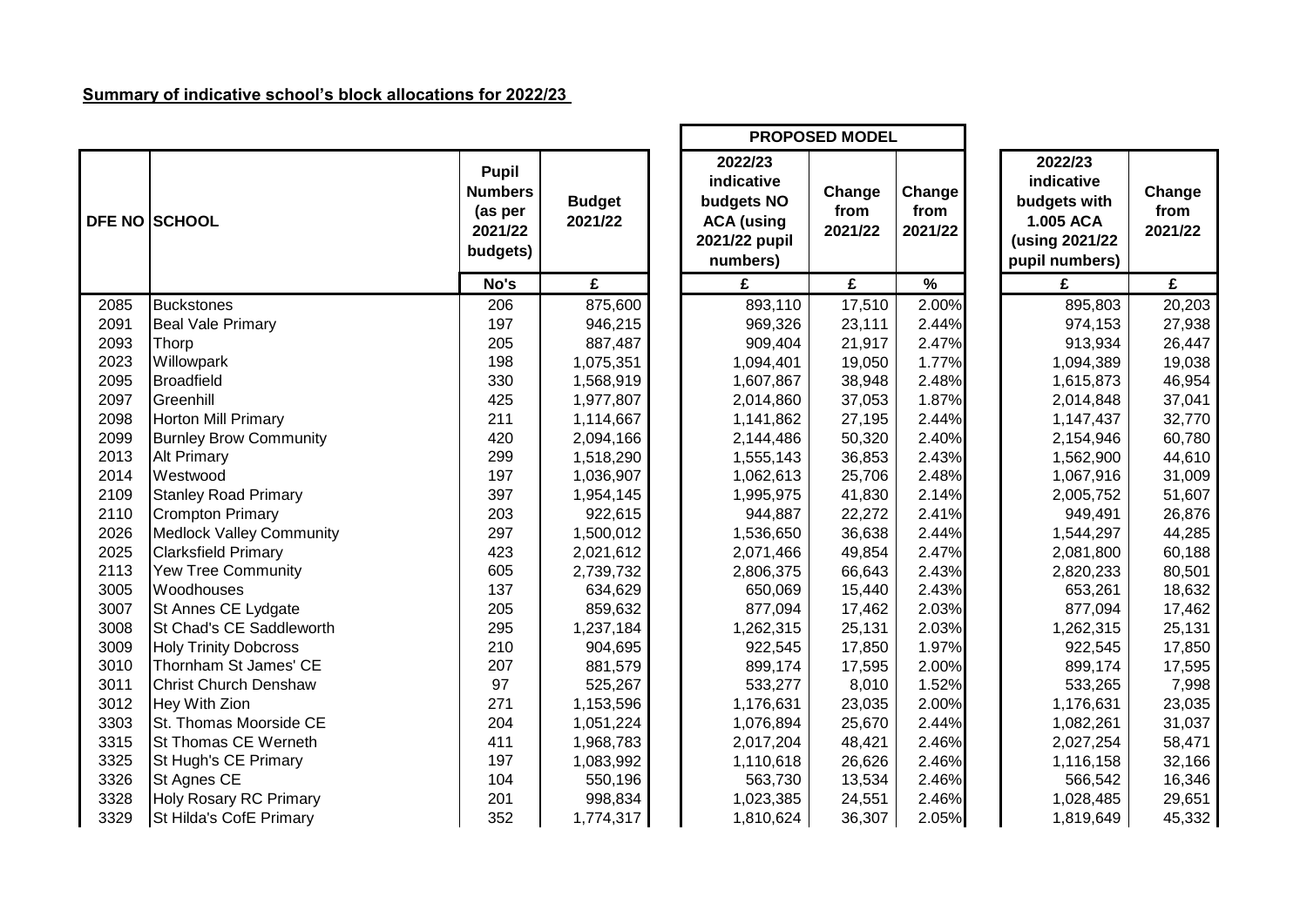**Summary of indicative school's block allocations for 2022/23**

| | | | | PROPOSED MODEL | | | | |
|---|---|---|---|---|---|---|---|---|
| DFE NO | SCHOOL | Pupil Numbers (as per 2021/22 budgets) | Budget 2021/22 | 2022/23 indicative budgets NO ACA (using 2021/22 pupil numbers) | Change from 2021/22 | Change from 2021/22 | 2022/23 indicative budgets with 1.005 ACA (using 2021/22 pupil numbers) | Change from 2021/22 |
| | | No's | £ | £ | £ | % | £ | £ |
| 2085 | Buckstones | 206 | 875,600 | 893,110 | 17,510 | 2.00% | 895,803 | 20,203 |
| 2091 | Beal Vale Primary | 197 | 946,215 | 969,326 | 23,111 | 2.44% | 974,153 | 27,938 |
| 2093 | Thorp | 205 | 887,487 | 909,404 | 21,917 | 2.47% | 913,934 | 26,447 |
| 2023 | Willowpark | 198 | 1,075,351 | 1,094,401 | 19,050 | 1.77% | 1,094,389 | 19,038 |
| 2095 | Broadfield | 330 | 1,568,919 | 1,607,867 | 38,948 | 2.48% | 1,615,873 | 46,954 |
| 2097 | Greenhill | 425 | 1,977,807 | 2,014,860 | 37,053 | 1.87% | 2,014,848 | 37,041 |
| 2098 | Horton Mill Primary | 211 | 1,114,667 | 1,141,862 | 27,195 | 2.44% | 1,147,437 | 32,770 |
| 2099 | Burnley Brow Community | 420 | 2,094,166 | 2,144,486 | 50,320 | 2.40% | 2,154,946 | 60,780 |
| 2013 | Alt Primary | 299 | 1,518,290 | 1,555,143 | 36,853 | 2.43% | 1,562,900 | 44,610 |
| 2014 | Westwood | 197 | 1,036,907 | 1,062,613 | 25,706 | 2.48% | 1,067,916 | 31,009 |
| 2109 | Stanley Road Primary | 397 | 1,954,145 | 1,995,975 | 41,830 | 2.14% | 2,005,752 | 51,607 |
| 2110 | Crompton Primary | 203 | 922,615 | 944,887 | 22,272 | 2.41% | 949,491 | 26,876 |
| 2026 | Medlock Valley Community | 297 | 1,500,012 | 1,536,650 | 36,638 | 2.44% | 1,544,297 | 44,285 |
| 2025 | Clarksfield Primary | 423 | 2,021,612 | 2,071,466 | 49,854 | 2.47% | 2,081,800 | 60,188 |
| 2113 | Yew Tree Community | 605 | 2,739,732 | 2,806,375 | 66,643 | 2.43% | 2,820,233 | 80,501 |
| 3005 | Woodhouses | 137 | 634,629 | 650,069 | 15,440 | 2.43% | 653,261 | 18,632 |
| 3007 | St Annes CE Lydgate | 205 | 859,632 | 877,094 | 17,462 | 2.03% | 877,094 | 17,462 |
| 3008 | St Chad's CE Saddleworth | 295 | 1,237,184 | 1,262,315 | 25,131 | 2.03% | 1,262,315 | 25,131 |
| 3009 | Holy Trinity Dobcross | 210 | 904,695 | 922,545 | 17,850 | 1.97% | 922,545 | 17,850 |
| 3010 | Thornham St James' CE | 207 | 881,579 | 899,174 | 17,595 | 2.00% | 899,174 | 17,595 |
| 3011 | Christ Church Denshaw | 97 | 525,267 | 533,277 | 8,010 | 1.52% | 533,265 | 7,998 |
| 3012 | Hey With Zion | 271 | 1,153,596 | 1,176,631 | 23,035 | 2.00% | 1,176,631 | 23,035 |
| 3303 | St. Thomas Moorside CE | 204 | 1,051,224 | 1,076,894 | 25,670 | 2.44% | 1,082,261 | 31,037 |
| 3315 | St Thomas CE Werneth | 411 | 1,968,783 | 2,017,204 | 48,421 | 2.46% | 2,027,254 | 58,471 |
| 3325 | St Hugh's CE Primary | 197 | 1,083,992 | 1,110,618 | 26,626 | 2.46% | 1,116,158 | 32,166 |
| 3326 | St Agnes CE | 104 | 550,196 | 563,730 | 13,534 | 2.46% | 566,542 | 16,346 |
| 3328 | Holy Rosary RC Primary | 201 | 998,834 | 1,023,385 | 24,551 | 2.46% | 1,028,485 | 29,651 |
| 3329 | St Hilda's CofE Primary | 352 | 1,774,317 | 1,810,624 | 36,307 | 2.05% | 1,819,649 | 45,332 |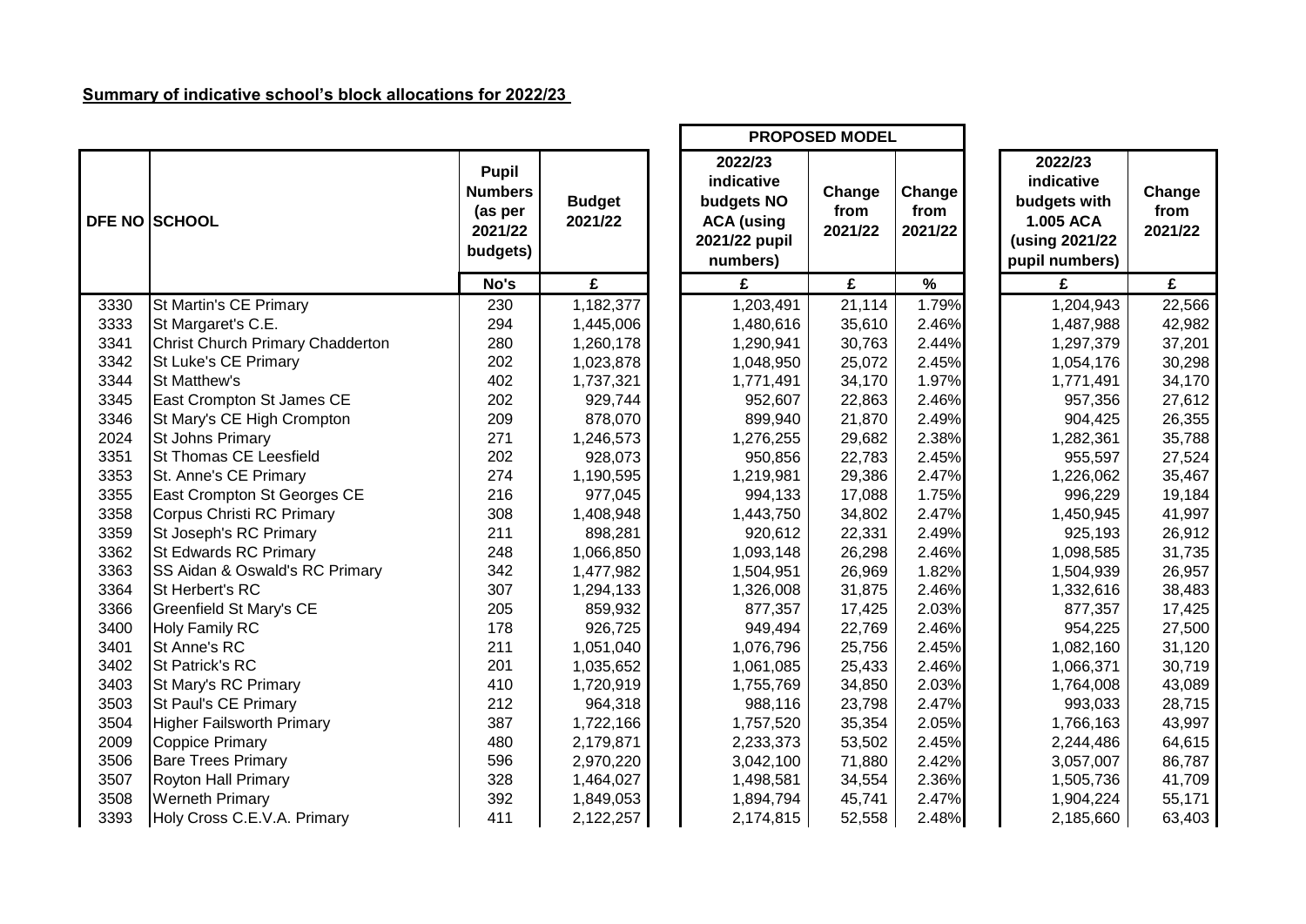**Summary of indicative school's block allocations for 2022/23**

| DFE NO | SCHOOL | Pupil Numbers (as per 2021/22 budgets) | Budget 2021/22 | PROPOSED MODEL 2022/23 indicative budgets NO ACA (using 2021/22 pupil numbers) | Change from 2021/22 | Change from 2021/22 | 2022/23 indicative budgets with 1.005 ACA (using 2021/22 pupil numbers) | Change from 2021/22 |
|---|---|---|---|---|---|---|---|---|
| | | No's | £ | £ | £ | % | £ | £ |
| 3330 | St Martin's CE Primary | 230 | 1,182,377 | 1,203,491 | 21,114 | 1.79% | 1,204,943 | 22,566 |
| 3333 | St Margaret's C.E. | 294 | 1,445,006 | 1,480,616 | 35,610 | 2.46% | 1,487,988 | 42,982 |
| 3341 | Christ Church Primary Chadderton | 280 | 1,260,178 | 1,290,941 | 30,763 | 2.44% | 1,297,379 | 37,201 |
| 3342 | St Luke's CE Primary | 202 | 1,023,878 | 1,048,950 | 25,072 | 2.45% | 1,054,176 | 30,298 |
| 3344 | St Matthew's | 402 | 1,737,321 | 1,771,491 | 34,170 | 1.97% | 1,771,491 | 34,170 |
| 3345 | East Crompton St James CE | 202 | 929,744 | 952,607 | 22,863 | 2.46% | 957,356 | 27,612 |
| 3346 | St Mary's CE High Crompton | 209 | 878,070 | 899,940 | 21,870 | 2.49% | 904,425 | 26,355 |
| 2024 | St Johns Primary | 271 | 1,246,573 | 1,276,255 | 29,682 | 2.38% | 1,282,361 | 35,788 |
| 3351 | St Thomas CE Leesfield | 202 | 928,073 | 950,856 | 22,783 | 2.45% | 955,597 | 27,524 |
| 3353 | St. Anne's CE Primary | 274 | 1,190,595 | 1,219,981 | 29,386 | 2.47% | 1,226,062 | 35,467 |
| 3355 | East Crompton St Georges CE | 216 | 977,045 | 994,133 | 17,088 | 1.75% | 996,229 | 19,184 |
| 3358 | Corpus Christi RC Primary | 308 | 1,408,948 | 1,443,750 | 34,802 | 2.47% | 1,450,945 | 41,997 |
| 3359 | St Joseph's RC Primary | 211 | 898,281 | 920,612 | 22,331 | 2.49% | 925,193 | 26,912 |
| 3362 | St Edwards RC Primary | 248 | 1,066,850 | 1,093,148 | 26,298 | 2.46% | 1,098,585 | 31,735 |
| 3363 | SS Aidan & Oswald's RC Primary | 342 | 1,477,982 | 1,504,951 | 26,969 | 1.82% | 1,504,939 | 26,957 |
| 3364 | St Herbert's RC | 307 | 1,294,133 | 1,326,008 | 31,875 | 2.46% | 1,332,616 | 38,483 |
| 3366 | Greenfield St Mary's CE | 205 | 859,932 | 877,357 | 17,425 | 2.03% | 877,357 | 17,425 |
| 3400 | Holy Family RC | 178 | 926,725 | 949,494 | 22,769 | 2.46% | 954,225 | 27,500 |
| 3401 | St Anne's RC | 211 | 1,051,040 | 1,076,796 | 25,756 | 2.45% | 1,082,160 | 31,120 |
| 3402 | St Patrick's RC | 201 | 1,035,652 | 1,061,085 | 25,433 | 2.46% | 1,066,371 | 30,719 |
| 3403 | St Mary's RC Primary | 410 | 1,720,919 | 1,755,769 | 34,850 | 2.03% | 1,764,008 | 43,089 |
| 3503 | St Paul's CE Primary | 212 | 964,318 | 988,116 | 23,798 | 2.47% | 993,033 | 28,715 |
| 3504 | Higher Failsworth Primary | 387 | 1,722,166 | 1,757,520 | 35,354 | 2.05% | 1,766,163 | 43,997 |
| 2009 | Coppice Primary | 480 | 2,179,871 | 2,233,373 | 53,502 | 2.45% | 2,244,486 | 64,615 |
| 3506 | Bare Trees Primary | 596 | 2,970,220 | 3,042,100 | 71,880 | 2.42% | 3,057,007 | 86,787 |
| 3507 | Royton Hall Primary | 328 | 1,464,027 | 1,498,581 | 34,554 | 2.36% | 1,505,736 | 41,709 |
| 3508 | Werneth Primary | 392 | 1,849,053 | 1,894,794 | 45,741 | 2.47% | 1,904,224 | 55,171 |
| 3393 | Holy Cross C.E.V.A. Primary | 411 | 2,122,257 | 2,174,815 | 52,558 | 2.48% | 2,185,660 | 63,403 |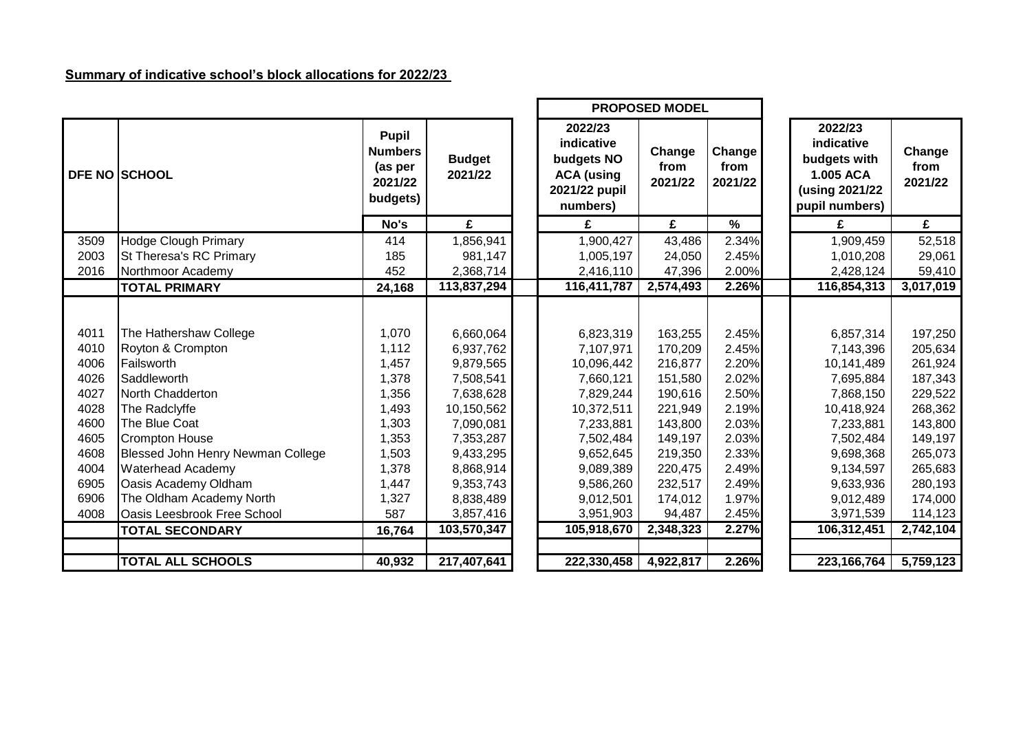## Summary of indicative school's block allocations for 2022/23

| DFE NO | SCHOOL | Pupil Numbers (as per 2021/22 budgets) | Budget 2021/22 | PROPOSED MODEL 2022/23 indicative budgets NO ACA (using 2021/22 pupil numbers) | Change from 2021/22 | Change from 2021/22 | 2022/23 indicative budgets with 1.005 ACA (using 2021/22 pupil numbers) | Change from 2021/22 |
|---|---|---|---|---|---|---|---|---|
| | | No's | £ | £ | £ | % | £ | £ |
| 3509 | Hodge Clough Primary | 414 | 1,856,941 | 1,900,427 | 43,486 | 2.34% | 1,909,459 | 52,518 |
| 2003 | St Theresa's RC Primary | 185 | 981,147 | 1,005,197 | 24,050 | 2.45% | 1,010,208 | 29,061 |
| 2016 | Northmoor Academy | 452 | 2,368,714 | 2,416,110 | 47,396 | 2.00% | 2,428,124 | 59,410 |
| | **TOTAL PRIMARY** | **24,168** | **113,837,294** | **116,411,787** | **2,574,493** | **2.26%** | **116,854,313** | **3,017,019** |
| | | | | | | | | |
| 4011 | The Hathershaw College | 1,070 | 6,660,064 | 6,823,319 | 163,255 | 2.45% | 6,857,314 | 197,250 |
| 4010 | Royton & Crompton | 1,112 | 6,937,762 | 7,107,971 | 170,209 | 2.45% | 7,143,396 | 205,634 |
| 4006 | Failsworth | 1,457 | 9,879,565 | 10,096,442 | 216,877 | 2.20% | 10,141,489 | 261,924 |
| 4026 | Saddleworth | 1,378 | 7,508,541 | 7,660,121 | 151,580 | 2.02% | 7,695,884 | 187,343 |
| 4027 | North Chadderton | 1,356 | 7,638,628 | 7,829,244 | 190,616 | 2.50% | 7,868,150 | 229,522 |
| 4028 | The Radclyffe | 1,493 | 10,150,562 | 10,372,511 | 221,949 | 2.19% | 10,418,924 | 268,362 |
| 4600 | The Blue Coat | 1,303 | 7,090,081 | 7,233,881 | 143,800 | 2.03% | 7,233,881 | 143,800 |
| 4605 | Crompton House | 1,353 | 7,353,287 | 7,502,484 | 149,197 | 2.03% | 7,502,484 | 149,197 |
| 4608 | Blessed John Henry Newman College | 1,503 | 9,433,295 | 9,652,645 | 219,350 | 2.33% | 9,698,368 | 265,073 |
| 4004 | Waterhead Academy | 1,378 | 8,868,914 | 9,089,389 | 220,475 | 2.49% | 9,134,597 | 265,683 |
| 6905 | Oasis Academy Oldham | 1,447 | 9,353,743 | 9,586,260 | 232,517 | 2.49% | 9,633,936 | 280,193 |
| 6906 | The Oldham Academy North | 1,327 | 8,838,489 | 9,012,501 | 174,012 | 1.97% | 9,012,489 | 174,000 |
| 4008 | Oasis Leesbrook Free School | 587 | 3,857,416 | 3,951,903 | 94,487 | 2.45% | 3,971,539 | 114,123 |
| | **TOTAL SECONDARY** | **16,764** | **103,570,347** | **105,918,670** | **2,348,323** | **2.27%** | **106,312,451** | **2,742,104** |
| | | | | | | | | |
| | **TOTAL ALL SCHOOLS** | **40,932** | **217,407,641** | **222,330,458** | **4,922,817** | **2.26%** | **223,166,764** | **5,759,123** |